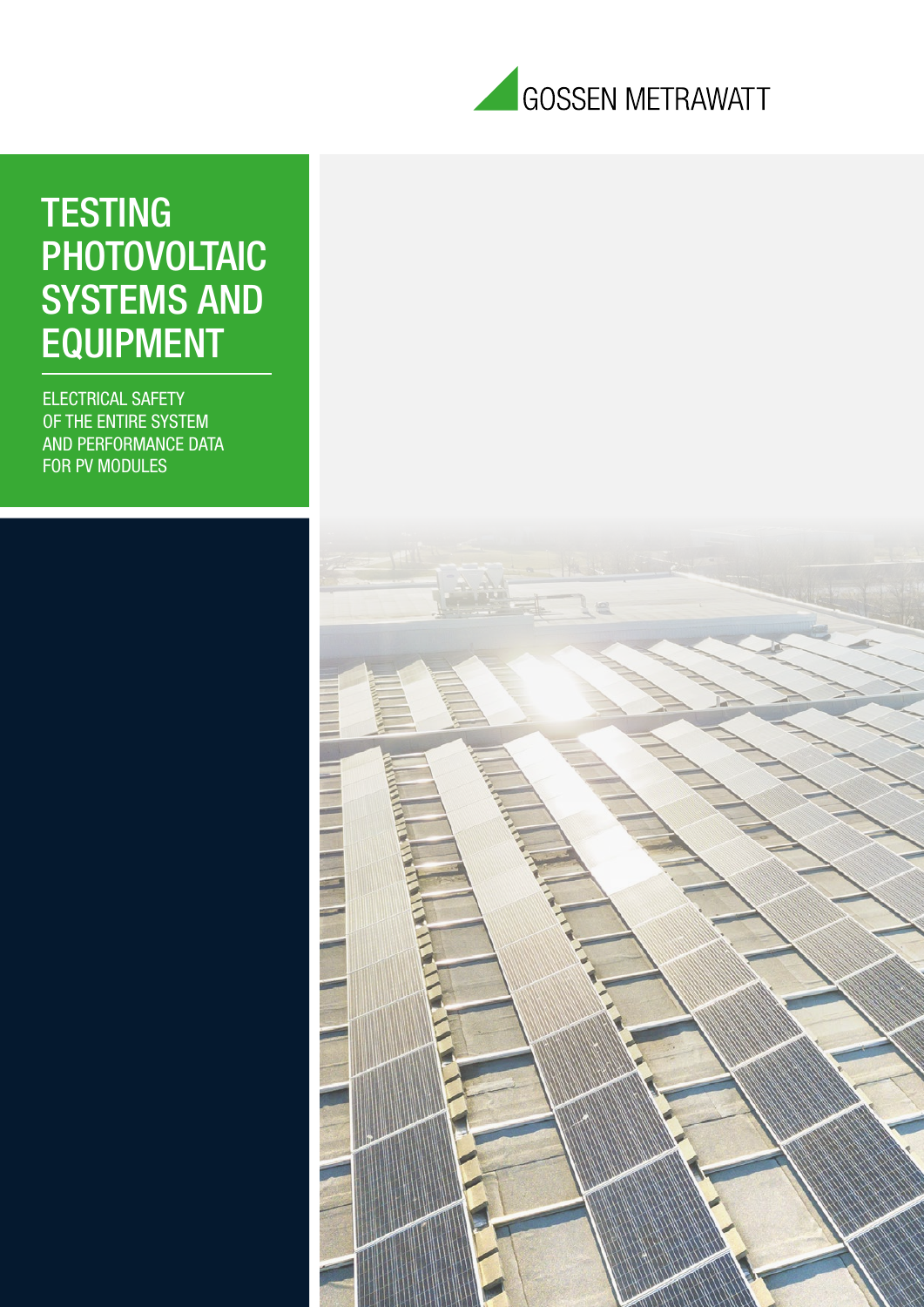GOSSEN METRAWATT

# TESTING PHOTOVOLTAIC SYSTEMS AND EQUIPMENT

ELECTRICAL SAFETY OF THE ENTIRE SYSTEM AND PERFORMANCE DATA FOR PV MODULES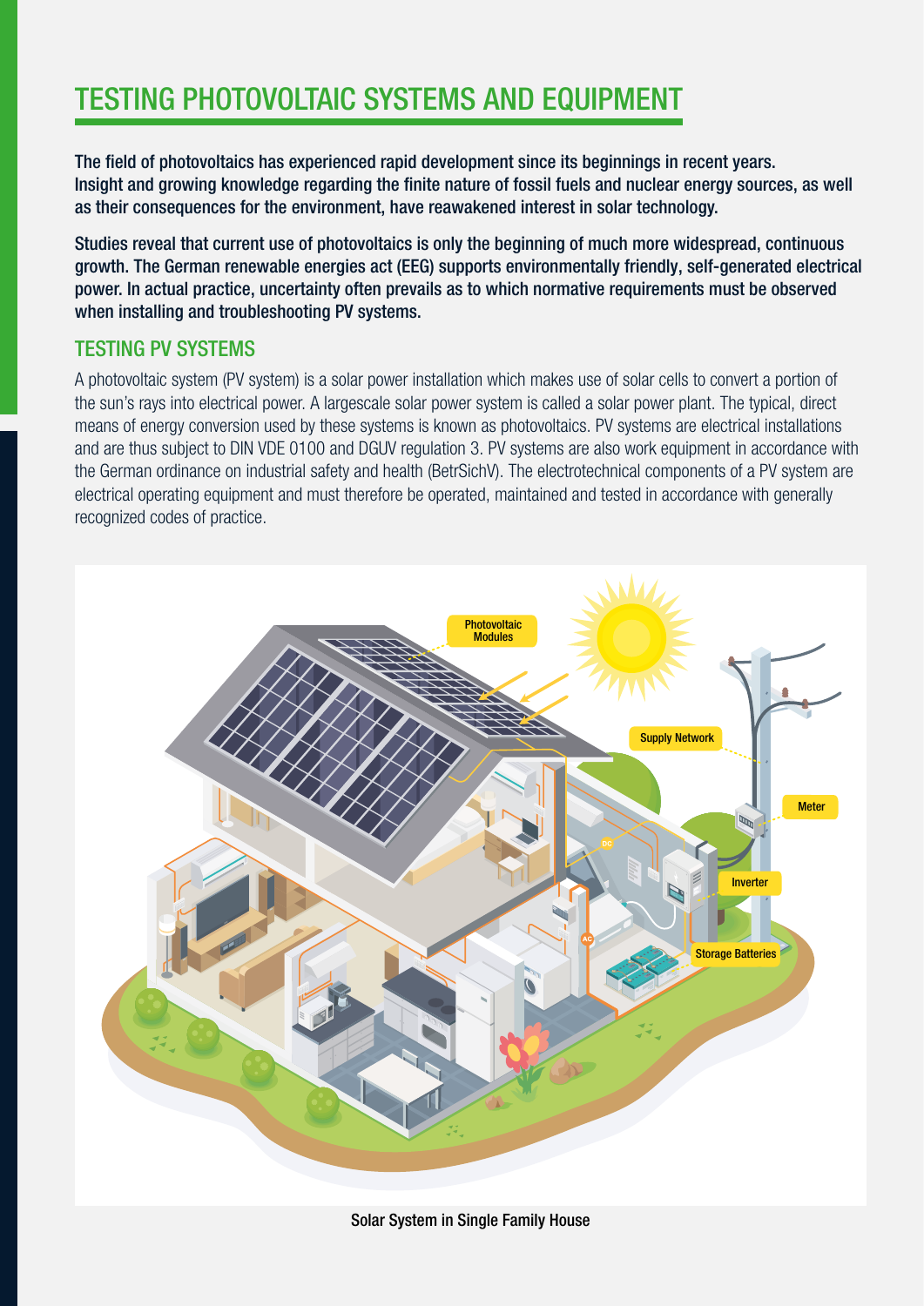# TESTING PHOTOVOLTAIC SYSTEMS AND EQUIPMENT

**The field of photovoltaics has experienced rapid development since its beginnings in recent years. Insight and growing knowledge regarding the finite nature of fossil fuels and nuclear energy sources, as well as their consequences for the environment, have reawakened interest in solar technology.**

**Studies reveal that current use of photovoltaics is only the beginning of much more widespread, continuous growth. The German renewable energies act (EEG) supports environmentally friendly, self-generated electrical power. In actual practice, uncertainty often prevails as to which normative requirements must be observed when installing and troubleshooting PV systems.**

## TESTING PV SYSTEMS

A photovoltaic system (PV system) is a solar power installation which makes use of solar cells to convert a portion of the sun's rays into electrical power. A largescale solar power system is called a solar power plant. The typical, direct means of energy conversion used by these systems is known as photovoltaics. PV systems are electrical installations and are thus subject to DIN VDE 0100 and DGUV regulation 3. PV systems are also work equipment in accordance with the German ordinance on industrial safety and health (BetrSichV). The electrotechnical components of a PV system are electrical operating equipment and must therefore be operated, maintained and tested in accordance with generally recognized codes of practice.

Photovoltaic Modules

Supply Network

Meter

Inverter

Storage Batteries

Solar System in Single Family House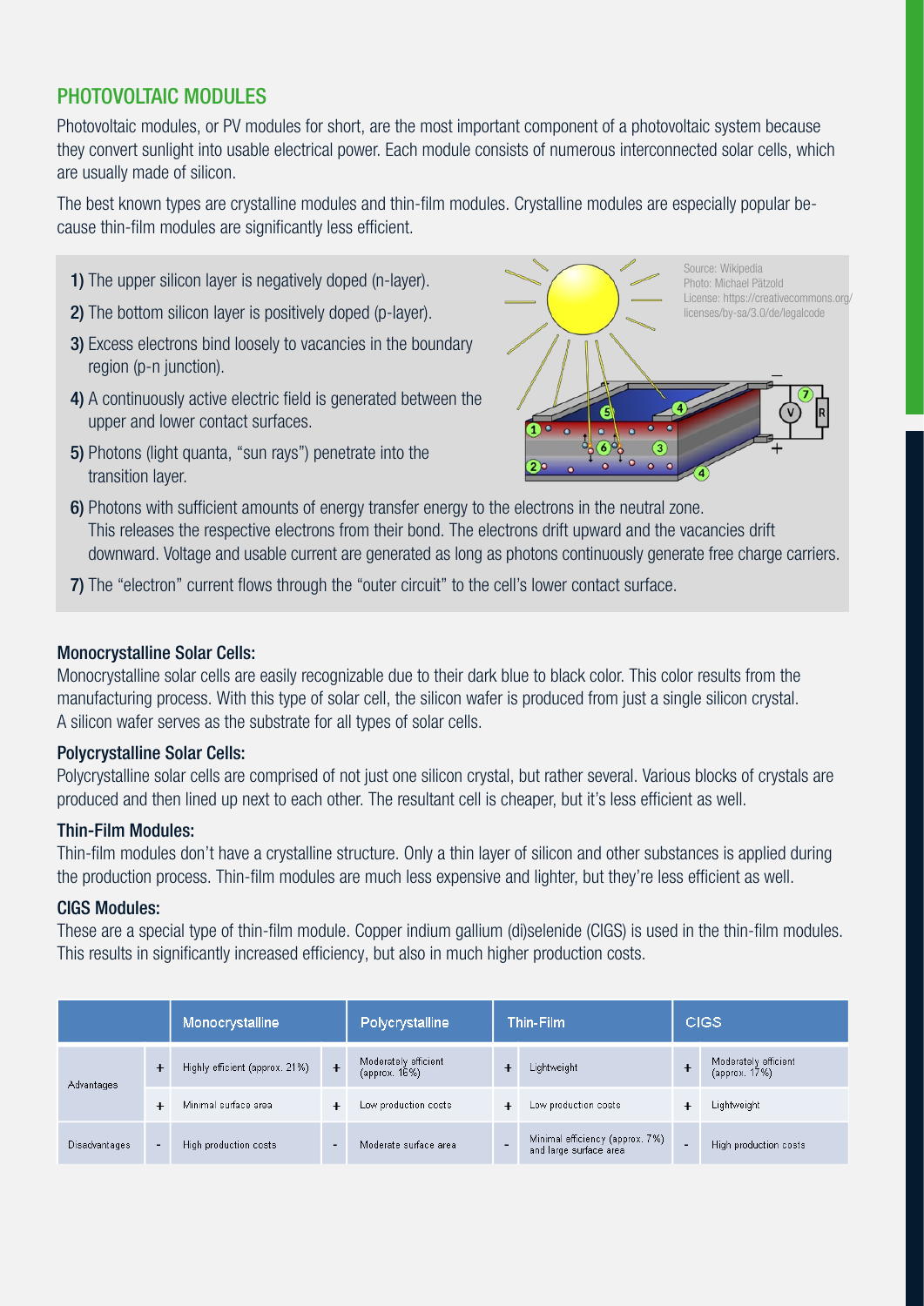## PHOTOVOLTAIC MODULES

Photovoltaic modules, or PV modules for short, are the most important component of a photovoltaic system because they convert sunlight into usable electrical power. Each module consists of numerous interconnected solar cells, which are usually made of silicon.

The best known types are crystalline modules and thin-film modules. Crystalline modules are especially popular because thin-film modules are significantly less efficient.

**1)** The upper silicon layer is negatively doped (n-layer).

**2)** The bottom silicon layer is positively doped (p-layer).

**3)** Excess electrons bind loosely to vacancies in the boundary region (p-n junction).

**4)** A continuously active electric field is generated between the upper and lower contact surfaces.

**5)** Photons (light quanta, "sun rays") penetrate into the transition layer.

**6)** Photons with sufficient amounts of energy transfer energy to the electrons in the neutral zone. This releases the respective electrons from their bond. The electrons drift upward and the vacancies drift downward. Voltage and usable current are generated as long as photons continuously generate free charge carriers.

**7)** The "electron" current flows through the "outer circuit" to the cell's lower contact surface.

Source: Wikipedia
Photo: Michael Pätzold
License: https://creativecommons.org/licenses/by-sa/3.0/de/legalcode

### Monocrystalline Solar Cells:

Monocrystalline solar cells are easily recognizable due to their dark blue to black color. This color results from the manufacturing process. With this type of solar cell, the silicon wafer is produced from just a single silicon crystal. A silicon wafer serves as the substrate for all types of solar cells.

### Polycrystalline Solar Cells:

Polycrystalline solar cells are comprised of not just one silicon crystal, but rather several. Various blocks of crystals are produced and then lined up next to each other. The resultant cell is cheaper, but it's less efficient as well.

### Thin-Film Modules:

Thin-film modules don't have a crystalline structure. Only a thin layer of silicon and other substances is applied during the production process. Thin-film modules are much less expensive and lighter, but they're less efficient as well.

### CIGS Modules:

These are a special type of thin-film module. Copper indium gallium (di)selenide (CIGS) is used in the thin-film modules. This results in significantly increased efficiency, but also in much higher production costs.

| | | Monocrystalline | | Polycrystalline | | Thin-Film | | CIGS |
|---|---|---|---|---|---|---|---|---|
| Advantages | + | Highly efficient (approx. 21%) | + | Moderately efficient (approx. 16%) | + | Lightweight | + | Moderately efficient (approx. 17%) |
| | + | Minimal surface area | + | Low production costs | + | Low production costs | + | Lightweight |
| Disadvantages | - | High production costs | - | Moderate surface area | - | Minimal efficiency (approx. 7%) and large surface area | - | High production costs |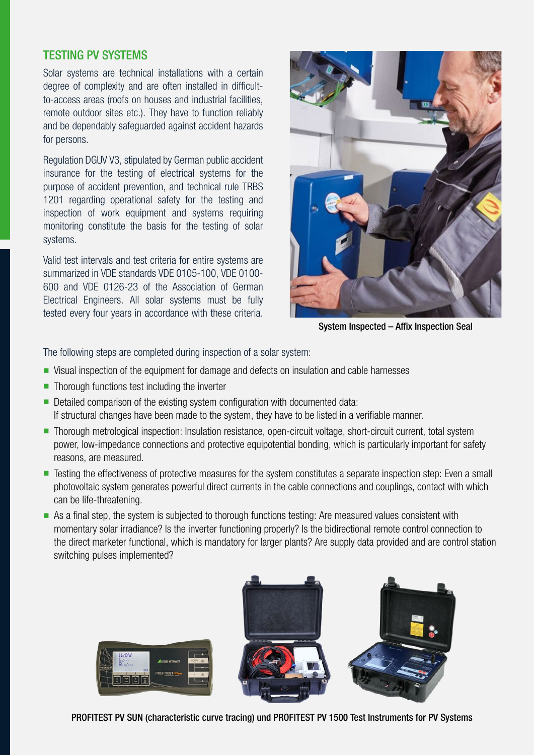## TESTING PV SYSTEMS

Solar systems are technical installations with a certain degree of complexity and are often installed in difficult-to-access areas (roofs on houses and industrial facilities, remote outdoor sites etc.). They have to function reliably and be dependably safeguarded against accident hazards for persons.

Regulation DGUV V3, stipulated by German public accident insurance for the testing of electrical systems for the purpose of accident prevention, and technical rule TRBS 1201 regarding operational safety for the testing and inspection of work equipment and systems requiring monitoring constitute the basis for the testing of solar systems.

Valid test intervals and test criteria for entire systems are summarized in VDE standards VDE 0105-100, VDE 0100-600 and VDE 0126-23 of the Association of German Electrical Engineers. All solar systems must be fully tested every four years in accordance with these criteria.

System Inspected – Affix Inspection Seal

The following steps are completed during inspection of a solar system:

- Visual inspection of the equipment for damage and defects on insulation and cable harnesses
- Thorough functions test including the inverter
- Detailed comparison of the existing system configuration with documented data: If structural changes have been made to the system, they have to be listed in a verifiable manner.
- Thorough metrological inspection: Insulation resistance, open-circuit voltage, short-circuit current, total system power, low-impedance connections and protective equipotential bonding, which is particularly important for safety reasons, are measured.
- Testing the effectiveness of protective measures for the system constitutes a separate inspection step: Even a small photovoltaic system generates powerful direct currents in the cable connections and couplings, contact with which can be life-threatening.
- As a final step, the system is subjected to thorough functions testing: Are measured values consistent with momentary solar irradiance? Is the inverter functioning properly? Is the bidirectional remote control connection to the direct marketer functional, which is mandatory for larger plants? Are supply data provided and are control station switching pulses implemented?

PROFITEST PV SUN (characteristic curve tracing) und PROFITEST PV 1500 Test Instruments for PV Systems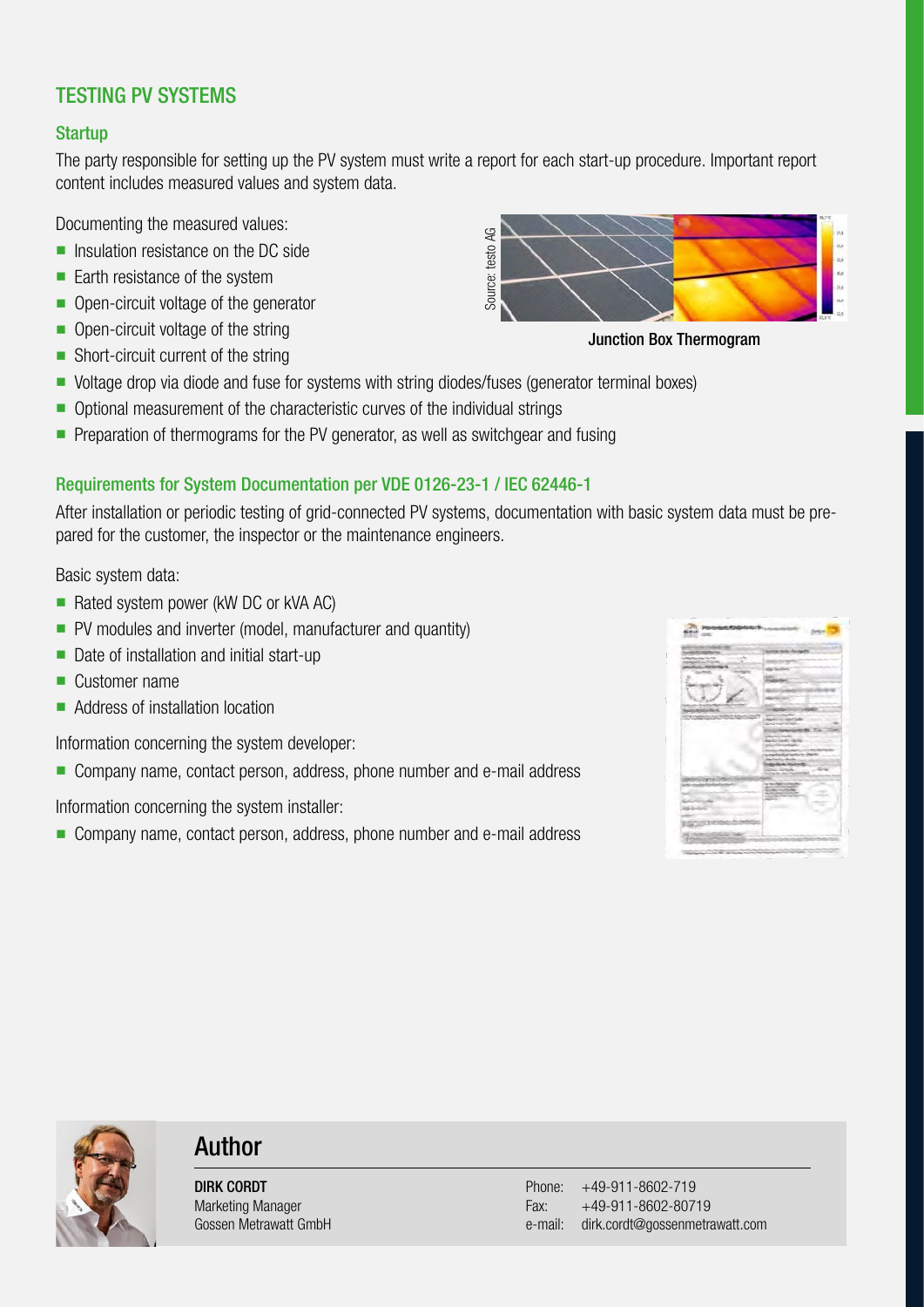## TESTING PV SYSTEMS

### Startup

The party responsible for setting up the PV system must write a report for each start-up procedure. Important report content includes measured values and system data.

Documenting the measured values:

- Insulation resistance on the DC side
- Earth resistance of the system
- Open-circuit voltage of the generator
- Open-circuit voltage of the string
- Short-circuit current of the string
- Voltage drop via diode and fuse for systems with string diodes/fuses (generator terminal boxes)
- Optional measurement of the characteristic curves of the individual strings
- Preparation of thermograms for the PV generator, as well as switchgear and fusing

Source: testo AG

**Junction Box Thermogram**

### Requirements for System Documentation per VDE 0126-23-1 / IEC 62446-1

After installation or periodic testing of grid-connected PV systems, documentation with basic system data must be prepared for the customer, the inspector or the maintenance engineers.

Basic system data:

- Rated system power (kW DC or kVA AC)
- PV modules and inverter (model, manufacturer and quantity)
- Date of installation and initial start-up
- Customer name
- Address of installation location

Information concerning the system developer:

- Company name, contact person, address, phone number and e-mail address

Information concerning the system installer:

- Company name, contact person, address, phone number and e-mail address

## Author

**DIRK CORDT**
Marketing Manager
Gossen Metrawatt GmbH

Phone: +49-911-8602-719
Fax: +49-911-8602-80719
e-mail: dirk.cordt@gossenmetrawatt.com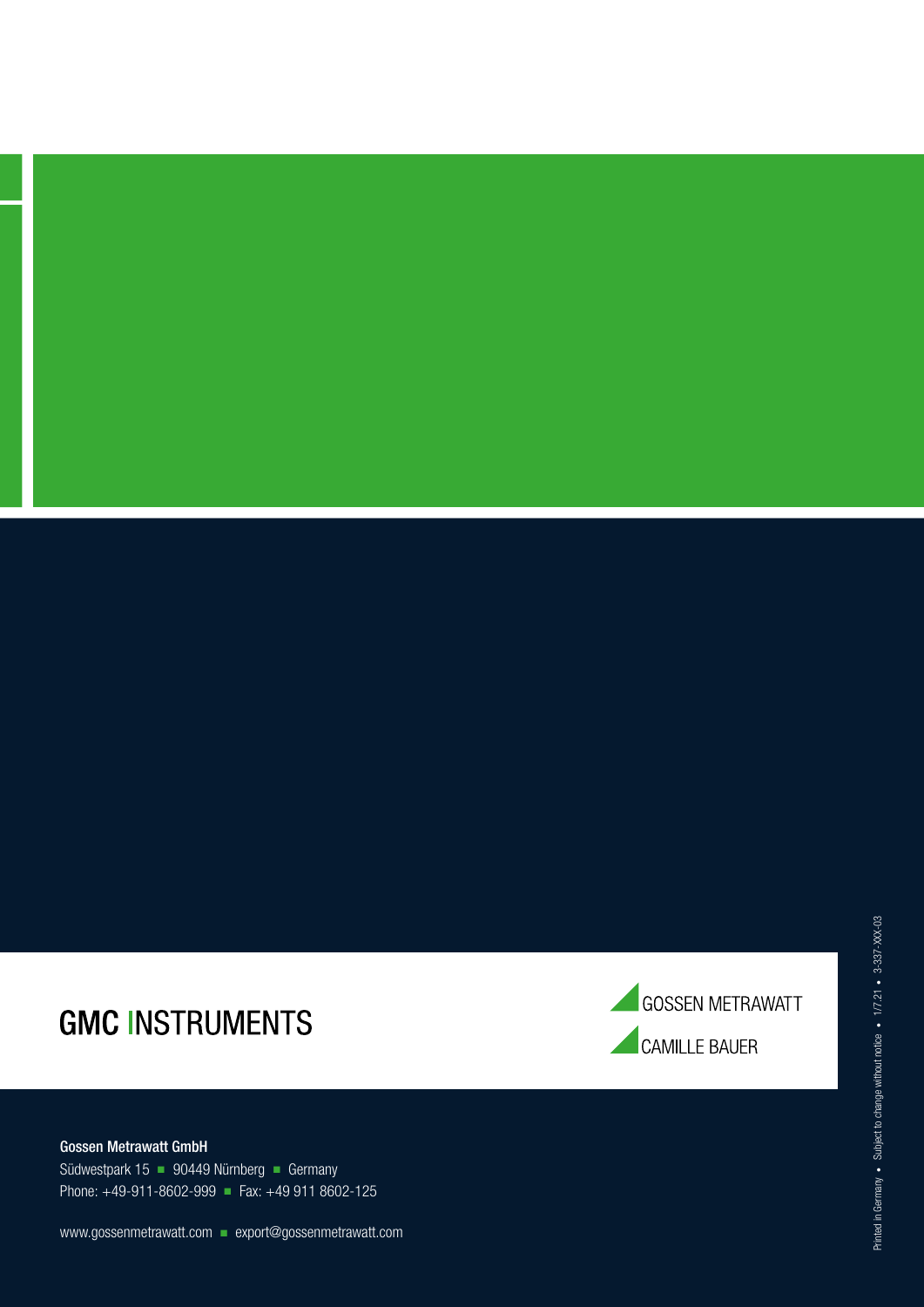GMC INSTRUMENTS

GOSSEN METRAWATT

CAMILLE BAUER

**Gossen Metrawatt GmbH**

Südwestpark 15 ■ 90449 Nürnberg ■ Germany

Phone: +49-911-8602-999 ■ Fax: +49 911 8602-125

www.gossenmetrawatt.com ■ export@gossenmetrawatt.com

Printed in Germany • Subject to change without notice • 1/7.21 • 3-337-XXX-03